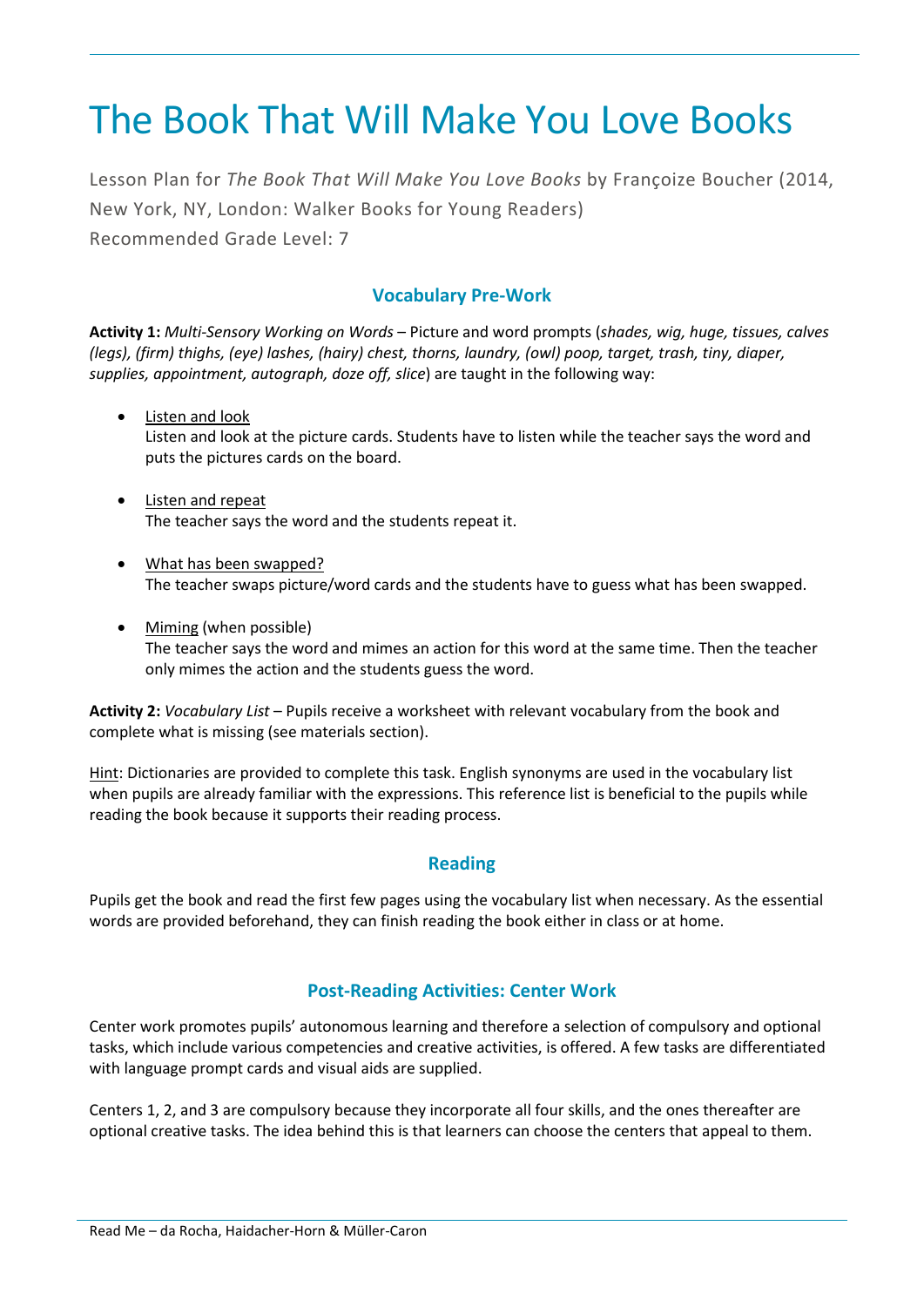# The Book That Will Make You Love Books

Lesson Plan for *The Book That Will Make You Love Books* by Françoize Boucher (2014, New York, NY, London: Walker Books for Young Readers)
Recommended Grade Level: 7

## Vocabulary Pre-Work

**Activity 1:** *Multi-Sensory Working on Words* – Picture and word prompts (*shades, wig, huge, tissues, calves (legs), (firm) thighs, (eye) lashes, (hairy) chest, thorns, laundry, (owl) poop, target, trash, tiny, diaper, supplies, appointment, autograph, doze off, slice*) are taught in the following way:

- Listen and look
  Listen and look at the picture cards. Students have to listen while the teacher says the word and puts the pictures cards on the board.

- Listen and repeat
  The teacher says the word and the students repeat it.

- What has been swapped?
  The teacher swaps picture/word cards and the students have to guess what has been swapped.

- Miming (when possible)
  The teacher says the word and mimes an action for this word at the same time. Then the teacher only mimes the action and the students guess the word.

**Activity 2:** *Vocabulary List* – Pupils receive a worksheet with relevant vocabulary from the book and complete what is missing (see materials section).

Hint: Dictionaries are provided to complete this task. English synonyms are used in the vocabulary list when pupils are already familiar with the expressions. This reference list is beneficial to the pupils while reading the book because it supports their reading process.

## Reading

Pupils get the book and read the first few pages using the vocabulary list when necessary. As the essential words are provided beforehand, they can finish reading the book either in class or at home.

## Post-Reading Activities: Center Work

Center work promotes pupils' autonomous learning and therefore a selection of compulsory and optional tasks, which include various competencies and creative activities, is offered. A few tasks are differentiated with language prompt cards and visual aids are supplied.

Centers 1, 2, and 3 are compulsory because they incorporate all four skills, and the ones thereafter are optional creative tasks. The idea behind this is that learners can choose the centers that appeal to them.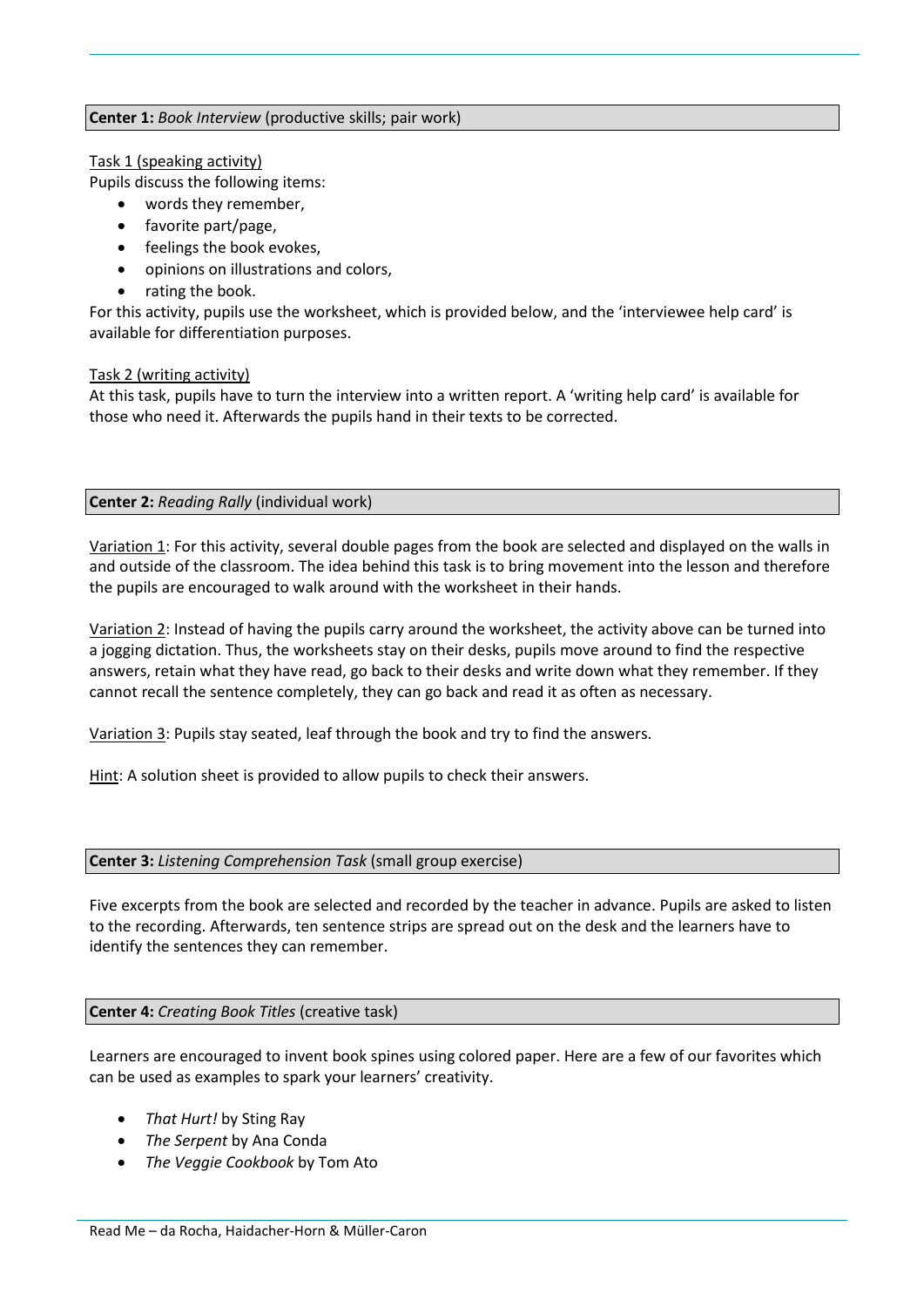**Center 1:** *Book Interview* (productive skills; pair work)

Task 1 (speaking activity)

Pupils discuss the following items:

- words they remember,
- favorite part/page,
- feelings the book evokes,
- opinions on illustrations and colors,
- rating the book.

For this activity, pupils use the worksheet, which is provided below, and the 'interviewee help card' is available for differentiation purposes.

Task 2 (writing activity)

At this task, pupils have to turn the interview into a written report. A 'writing help card' is available for those who need it. Afterwards the pupils hand in their texts to be corrected.

**Center 2:** *Reading Rally* (individual work)

Variation 1: For this activity, several double pages from the book are selected and displayed on the walls in and outside of the classroom. The idea behind this task is to bring movement into the lesson and therefore the pupils are encouraged to walk around with the worksheet in their hands.

Variation 2: Instead of having the pupils carry around the worksheet, the activity above can be turned into a jogging dictation. Thus, the worksheets stay on their desks, pupils move around to find the respective answers, retain what they have read, go back to their desks and write down what they remember. If they cannot recall the sentence completely, they can go back and read it as often as necessary.

Variation 3: Pupils stay seated, leaf through the book and try to find the answers.

Hint: A solution sheet is provided to allow pupils to check their answers.

**Center 3:** *Listening Comprehension Task* (small group exercise)

Five excerpts from the book are selected and recorded by the teacher in advance. Pupils are asked to listen to the recording. Afterwards, ten sentence strips are spread out on the desk and the learners have to identify the sentences they can remember.

**Center 4:** *Creating Book Titles* (creative task)

Learners are encouraged to invent book spines using colored paper. Here are a few of our favorites which can be used as examples to spark your learners' creativity.

- *That Hurt!* by Sting Ray
- *The Serpent* by Ana Conda
- *The Veggie Cookbook* by Tom Ato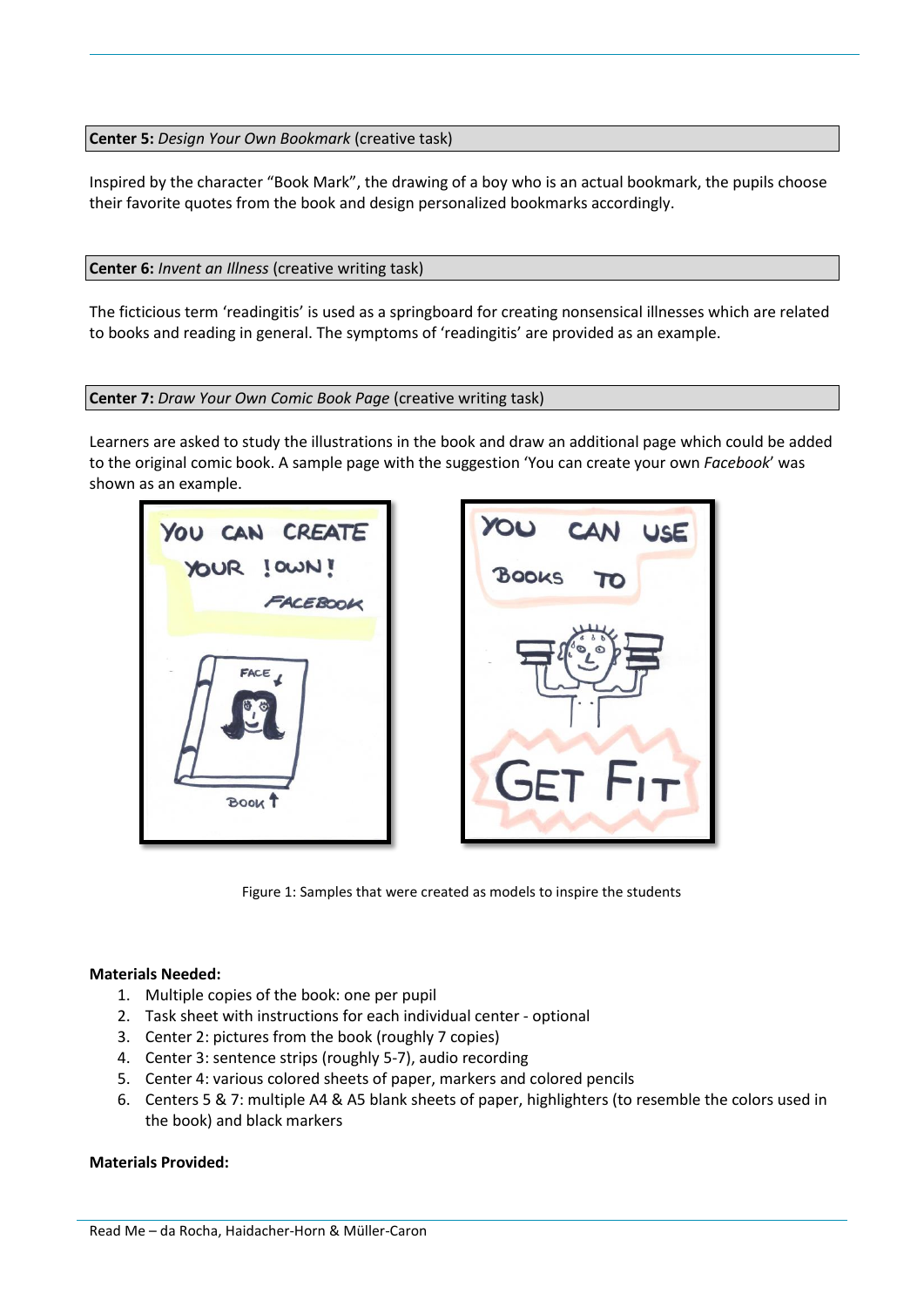**Center 5:** *Design Your Own Bookmark* (creative task)

Inspired by the character "Book Mark", the drawing of a boy who is an actual bookmark, the pupils choose their favorite quotes from the book and design personalized bookmarks accordingly.

**Center 6:** *Invent an Illness* (creative writing task)

The ficticious term 'readingitis' is used as a springboard for creating nonsensical illnesses which are related to books and reading in general. The symptoms of 'readingitis' are provided as an example.

**Center 7:** *Draw Your Own Comic Book Page* (creative writing task)

Learners are asked to study the illustrations in the book and draw an additional page which could be added to the original comic book. A sample page with the suggestion 'You can create your own *Facebook*' was shown as an example.

Figure 1: Samples that were created as models to inspire the students

**Materials Needed:**

1. Multiple copies of the book: one per pupil
2. Task sheet with instructions for each individual center - optional
3. Center 2: pictures from the book (roughly 7 copies)
4. Center 3: sentence strips (roughly 5-7), audio recording
5. Center 4: various colored sheets of paper, markers and colored pencils
6. Centers 5 & 7: multiple A4 & A5 blank sheets of paper, highlighters (to resemble the colors used in the book) and black markers

**Materials Provided:**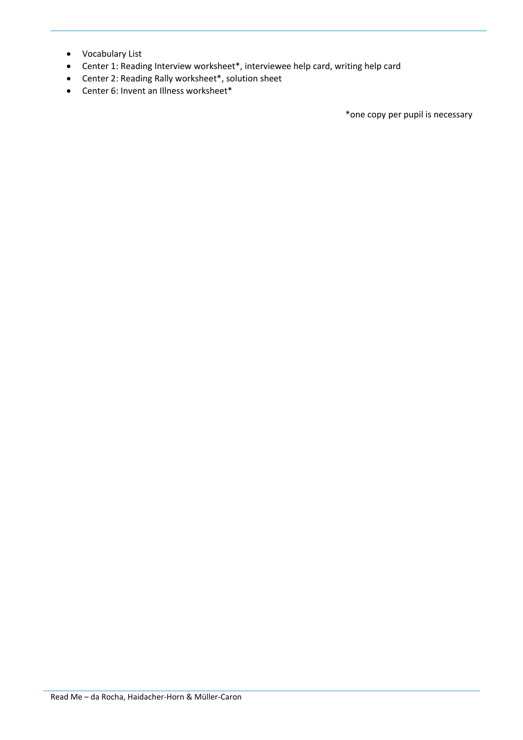- Vocabulary List
- Center 1: Reading Interview worksheet*, interviewee help card, writing help card
- Center 2: Reading Rally worksheet*, solution sheet
- Center 6: Invent an Illness worksheet*

*one copy per pupil is necessary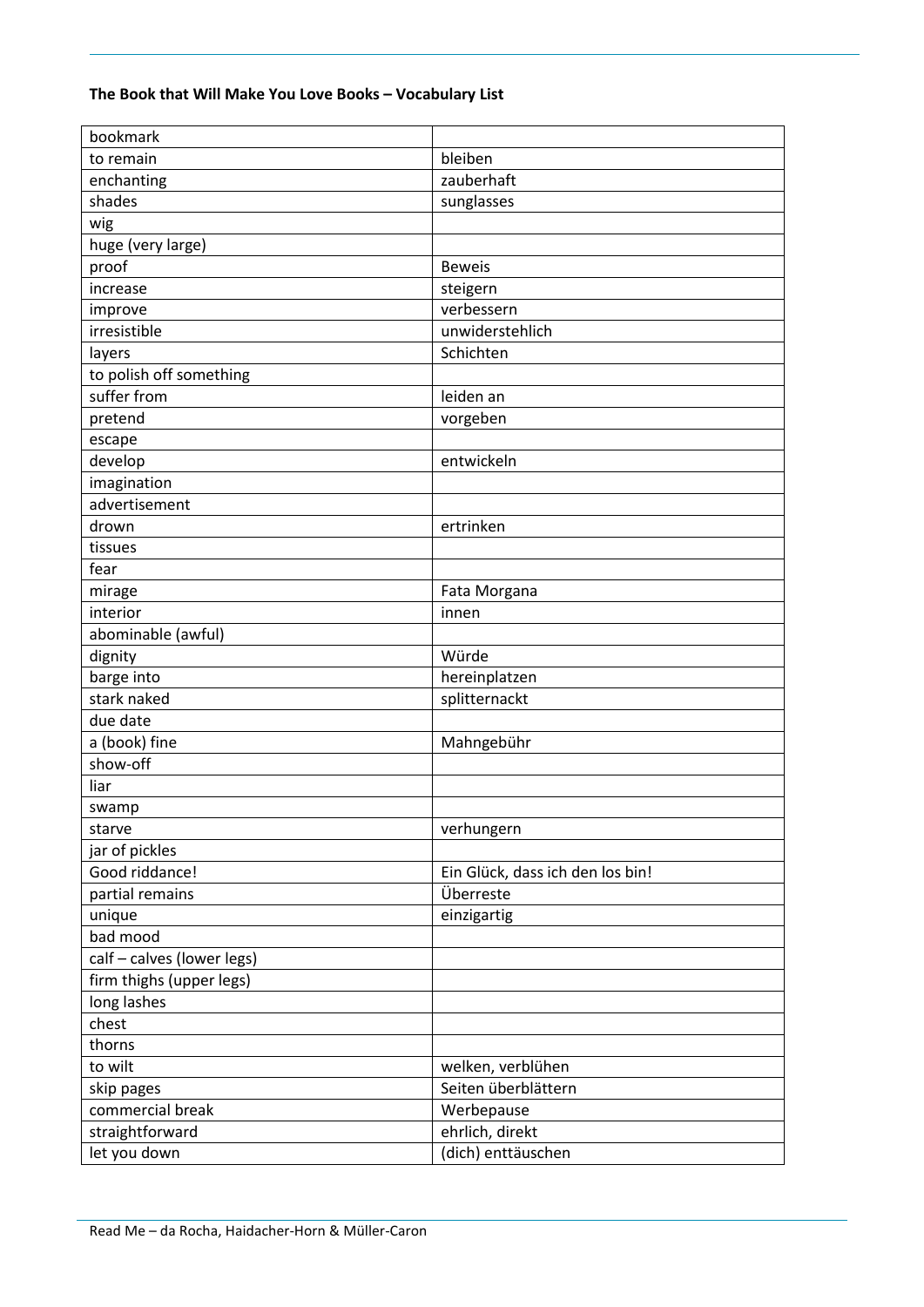**The Book that Will Make You Love Books – Vocabulary List**

| | |
|---|---|
| bookmark | |
| to remain | bleiben |
| enchanting | zauberhaft |
| shades | sunglasses |
| wig | |
| huge (very large) | |
| proof | Beweis |
| increase | steigern |
| improve | verbessern |
| irresistible | unwiderstehlich |
| layers | Schichten |
| to polish off something | |
| suffer from | leiden an |
| pretend | vorgeben |
| escape | |
| develop | entwickeln |
| imagination | |
| advertisement | |
| drown | ertrinken |
| tissues | |
| fear | |
| mirage | Fata Morgana |
| interior | innen |
| abominable (awful) | |
| dignity | Würde |
| barge into | hereinplatzen |
| stark naked | splitternackt |
| due date | |
| a (book) fine | Mahngebühr |
| show-off | |
| liar | |
| swamp | |
| starve | verhungern |
| jar of pickles | |
| Good riddance! | Ein Glück, dass ich den los bin! |
| partial remains | Überreste |
| unique | einzigartig |
| bad mood | |
| calf – calves (lower legs) | |
| firm thighs (upper legs) | |
| long lashes | |
| chest | |
| thorns | |
| to wilt | welken, verblühen |
| skip pages | Seiten überblättern |
| commercial break | Werbepause |
| straightforward | ehrlich, direkt |
| let you down | (dich) enttäuschen |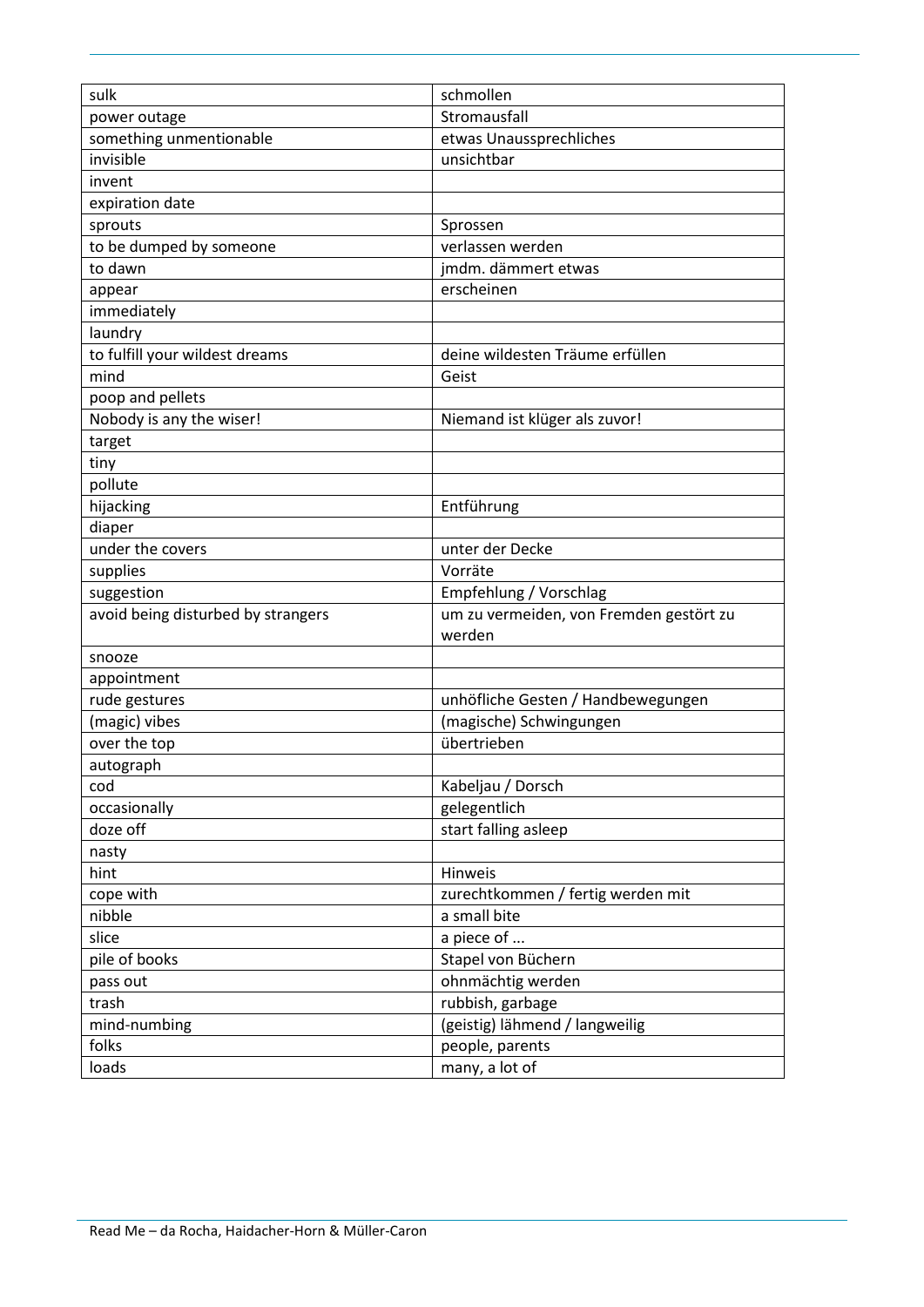| | |
|---|---|
| sulk | schmollen |
| power outage | Stromausfall |
| something unmentionable | etwas Unaussprechliches |
| invisible | unsichtbar |
| invent | |
| expiration date | |
| sprouts | Sprossen |
| to be dumped by someone | verlassen werden |
| to dawn | jmdm. dämmert etwas |
| appear | erscheinen |
| immediately | |
| laundry | |
| to fulfill your wildest dreams | deine wildesten Träume erfüllen |
| mind | Geist |
| poop and pellets | |
| Nobody is any the wiser! | Niemand ist klüger als zuvor! |
| target | |
| tiny | |
| pollute | |
| hijacking | Entführung |
| diaper | |
| under the covers | unter der Decke |
| supplies | Vorräte |
| suggestion | Empfehlung / Vorschlag |
| avoid being disturbed by strangers | um zu vermeiden, von Fremden gestört zu werden |
| snooze | |
| appointment | |
| rude gestures | unhöfliche Gesten / Handbewegungen |
| (magic) vibes | (magische) Schwingungen |
| over the top | übertrieben |
| autograph | |
| cod | Kabeljau / Dorsch |
| occasionally | gelegentlich |
| doze off | start falling asleep |
| nasty | |
| hint | Hinweis |
| cope with | zurechtkommen / fertig werden mit |
| nibble | a small bite |
| slice | a piece of ... |
| pile of books | Stapel von Büchern |
| pass out | ohnmächtig werden |
| trash | rubbish, garbage |
| mind-numbing | (geistig) lähmend / langweilig |
| folks | people, parents |
| loads | many, a lot of |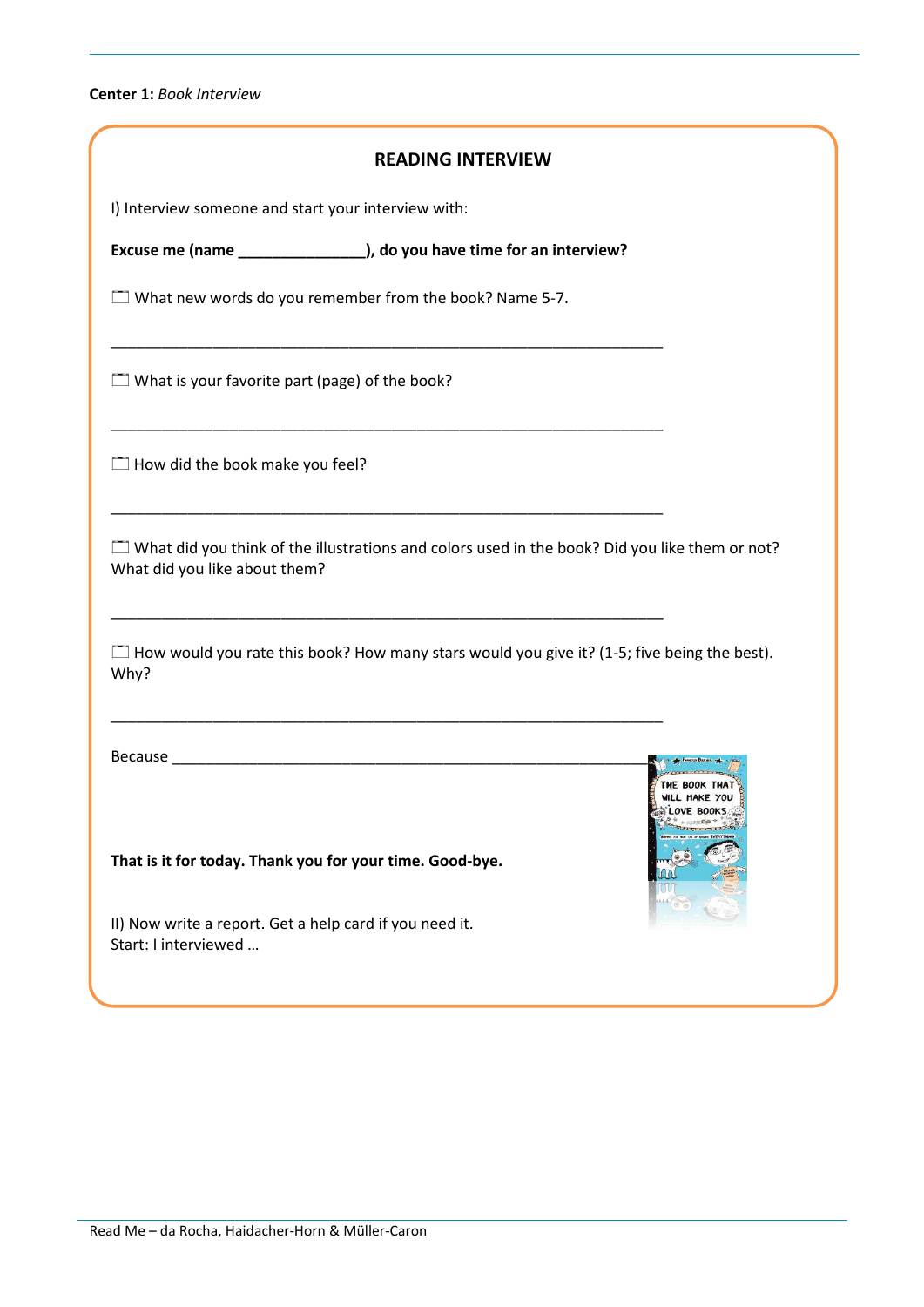**Center 1:** *Book Interview*

## READING INTERVIEW

I) Interview someone and start your interview with:

**Excuse me (name _______________), do you have time for an interview?**

☐ What new words do you remember from the book? Name 5-7.

_________________________________________________________________

☐ What is your favorite part (page) of the book?

_________________________________________________________________

☐ How did the book make you feel?

_________________________________________________________________

☐ What did you think of the illustrations and colors used in the book? Did you like them or not? What did you like about them?

_________________________________________________________________

☐ How would you rate this book? How many stars would you give it? (1-5; five being the best). Why?

_________________________________________________________________

Because _______________________________________________________

**That is it for today. Thank you for your time. Good-bye.**

II) Now write a report. Get a help card if you need it.
Start: I interviewed …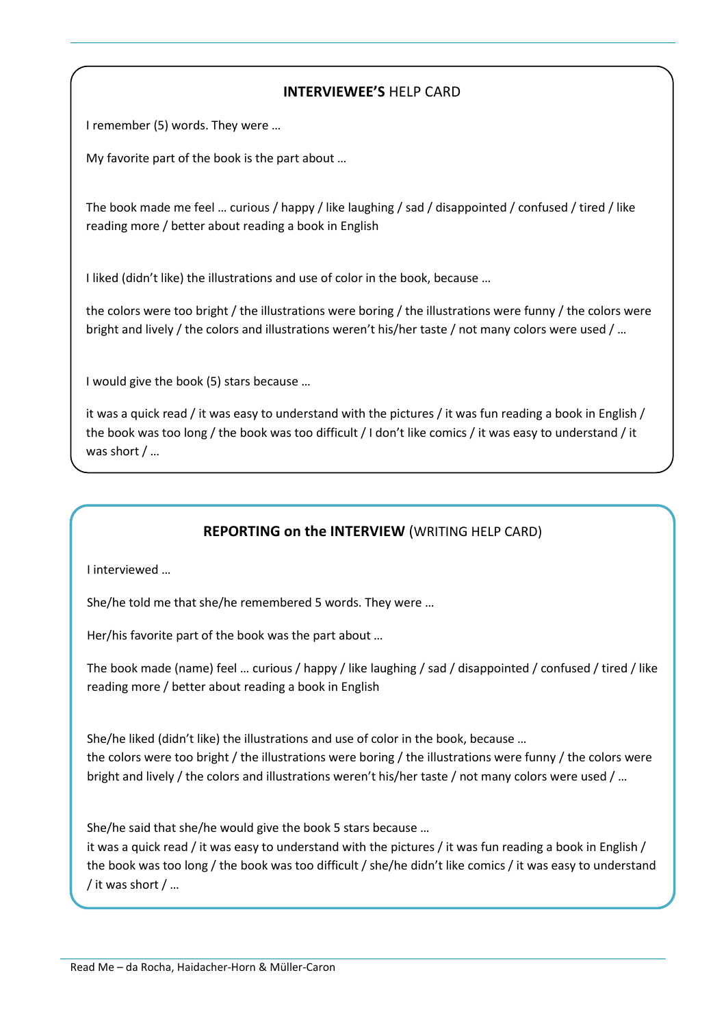## **INTERVIEWEE'S** HELP CARD

I remember (5) words. They were …

My favorite part of the book is the part about …

The book made me feel … curious / happy / like laughing / sad / disappointed / confused / tired / like reading more / better about reading a book in English

I liked (didn't like) the illustrations and use of color in the book, because …

the colors were too bright / the illustrations were boring / the illustrations were funny / the colors were bright and lively / the colors and illustrations weren't his/her taste / not many colors were used / …

I would give the book (5) stars because …

it was a quick read / it was easy to understand with the pictures / it was fun reading a book in English / the book was too long / the book was too difficult / I don't like comics / it was easy to understand / it was short / …

## **REPORTING on the INTERVIEW** (WRITING HELP CARD)

I interviewed …

She/he told me that she/he remembered 5 words. They were …

Her/his favorite part of the book was the part about …

The book made (name) feel … curious / happy / like laughing / sad / disappointed / confused / tired / like reading more / better about reading a book in English

She/he liked (didn't like) the illustrations and use of color in the book, because …
the colors were too bright / the illustrations were boring / the illustrations were funny / the colors were bright and lively / the colors and illustrations weren't his/her taste / not many colors were used / …

She/he said that she/he would give the book 5 stars because …
it was a quick read / it was easy to understand with the pictures / it was fun reading a book in English / the book was too long / the book was too difficult / she/he didn't like comics / it was easy to understand / it was short / …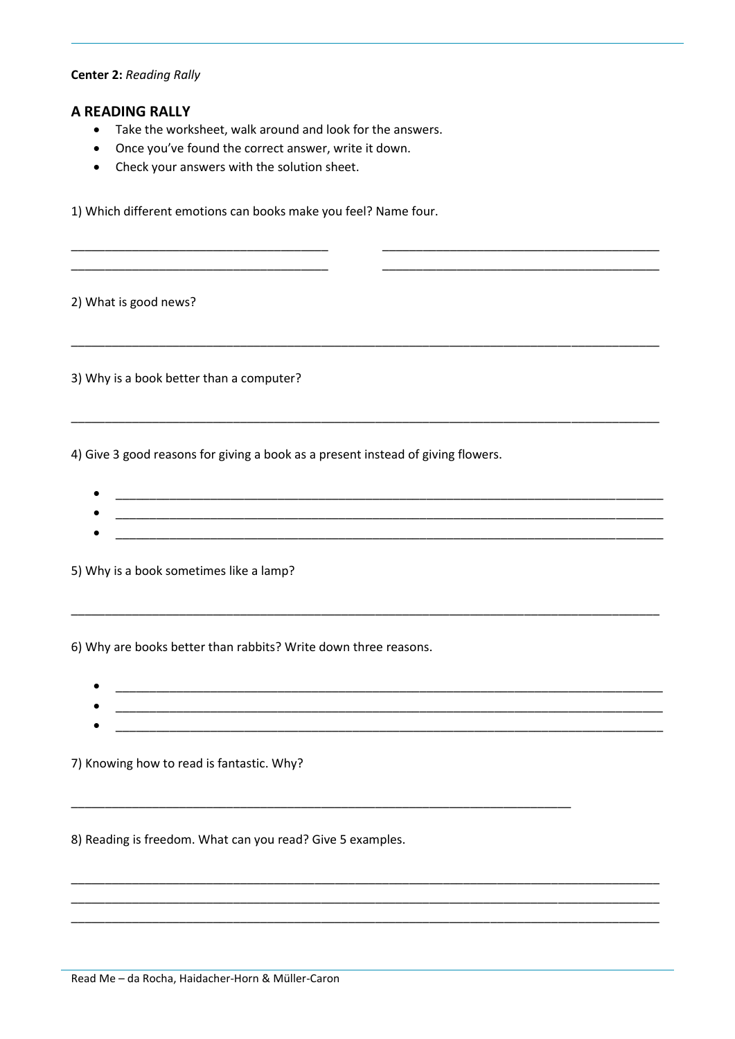**Center 2:** *Reading Rally*

## A READING RALLY

- Take the worksheet, walk around and look for the answers.
- Once you've found the correct answer, write it down.
- Check your answers with the solution sheet.

1) Which different emotions can books make you feel? Name four.

_______________________________________ _______________________________________

_______________________________________ _______________________________________

2) What is good news?

_______________________________________________________________________________

3) Why is a book better than a computer?

_______________________________________________________________________________

4) Give 3 good reasons for giving a book as a present instead of giving flowers.

- _____________________________________________________________________________
- _____________________________________________________________________________
- _____________________________________________________________________________

5) Why is a book sometimes like a lamp?

_______________________________________________________________________________

6) Why are books better than rabbits? Write down three reasons.

- _____________________________________________________________________________
- _____________________________________________________________________________
- _____________________________________________________________________________

7) Knowing how to read is fantastic. Why?

_____________________________________________________________________

8) Reading is freedom. What can you read? Give 5 examples.

_______________________________________________________________________________

_______________________________________________________________________________

_______________________________________________________________________________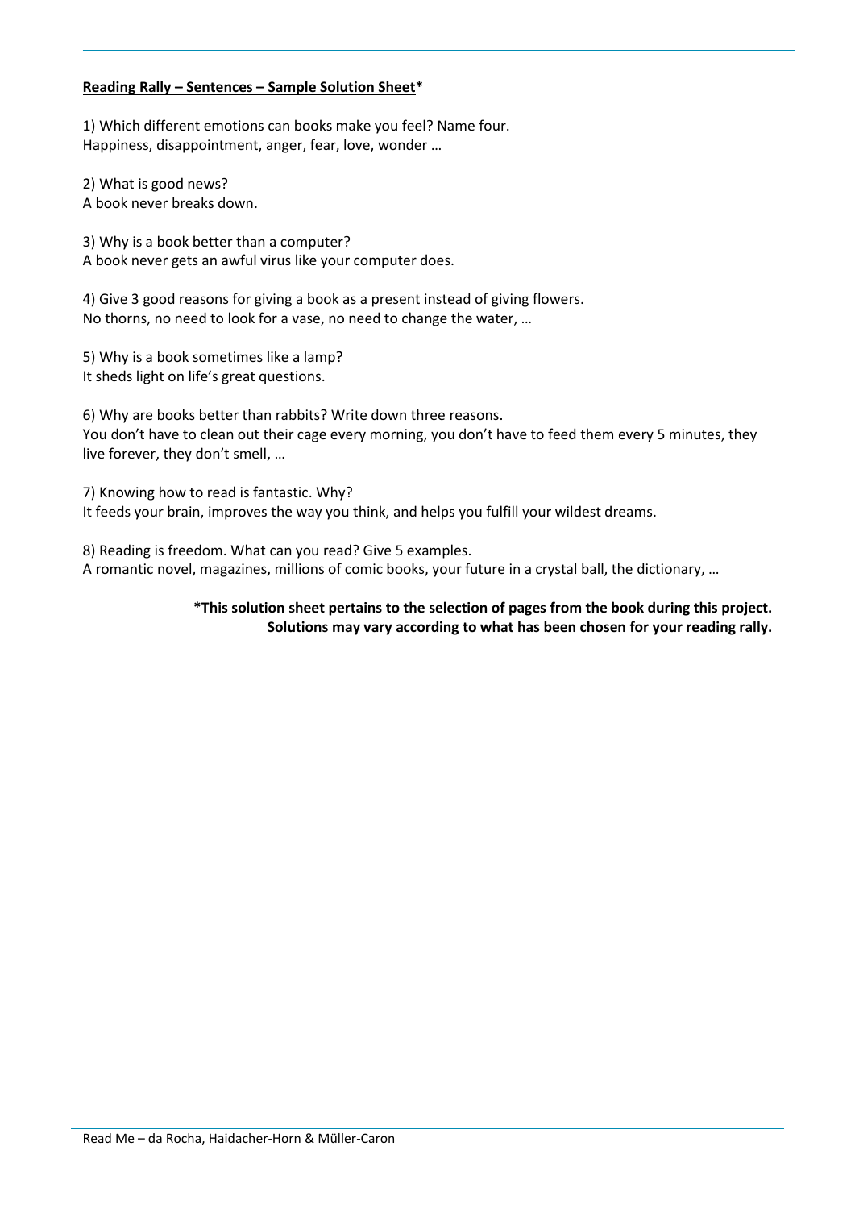**<u>Reading Rally – Sentences – Sample Solution Sheet</u>***

1) Which different emotions can books make you feel? Name four.
Happiness, disappointment, anger, fear, love, wonder …

2) What is good news?
A book never breaks down.

3) Why is a book better than a computer?
A book never gets an awful virus like your computer does.

4) Give 3 good reasons for giving a book as a present instead of giving flowers.
No thorns, no need to look for a vase, no need to change the water, …

5) Why is a book sometimes like a lamp?
It sheds light on life's great questions.

6) Why are books better than rabbits? Write down three reasons.
You don't have to clean out their cage every morning, you don't have to feed them every 5 minutes, they live forever, they don't smell, …

7) Knowing how to read is fantastic. Why?
It feeds your brain, improves the way you think, and helps you fulfill your wildest dreams.

8) Reading is freedom. What can you read? Give 5 examples.
A romantic novel, magazines, millions of comic books, your future in a crystal ball, the dictionary, …

**\*This solution sheet pertains to the selection of pages from the book during this project. Solutions may vary according to what has been chosen for your reading rally.**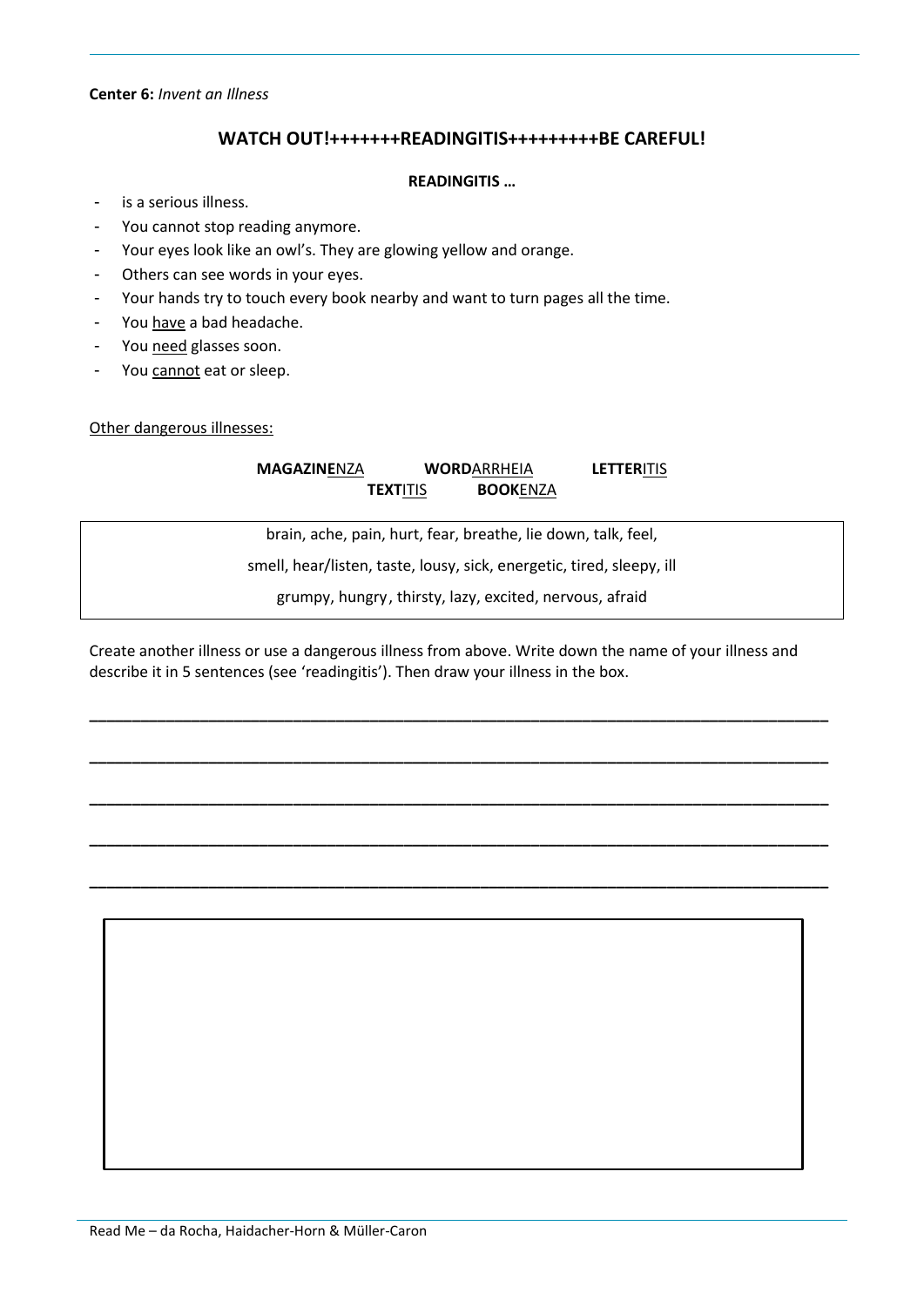**Center 6:** *Invent an Illness*

## WATCH OUT!+++++++READINGITIS+++++++++BE CAREFUL!

**READINGITIS …**

- is a serious illness.
- You cannot stop reading anymore.
- Your eyes look like an owl's. They are glowing yellow and orange.
- Others can see words in your eyes.
- Your hands try to touch every book nearby and want to turn pages all the time.
- You <u>have</u> a bad headache.
- You <u>need</u> glasses soon.
- You <u>cannot</u> eat or sleep.

<u>Other dangerous illnesses:</u>

**MAGAZINE**<u>NZA</u> **WORD**<u>ARRHEIA</u> **LETTER**<u>ITIS</u>
**TEXT**<u>ITIS</u> **BOOK**<u>ENZA</u>

| |
|---|
| brain, ache, pain, hurt, fear, breathe, lie down, talk, feel, |
| smell, hear/listen, taste, lousy, sick, energetic, tired, sleepy, ill |
| grumpy, hungry, thirsty, lazy, excited, nervous, afraid |

Create another illness or use a dangerous illness from above. Write down the name of your illness and describe it in 5 sentences (see 'readingitis'). Then draw your illness in the box.

_______________________________________________________________________________

_______________________________________________________________________________

_______________________________________________________________________________

_______________________________________________________________________________

_______________________________________________________________________________